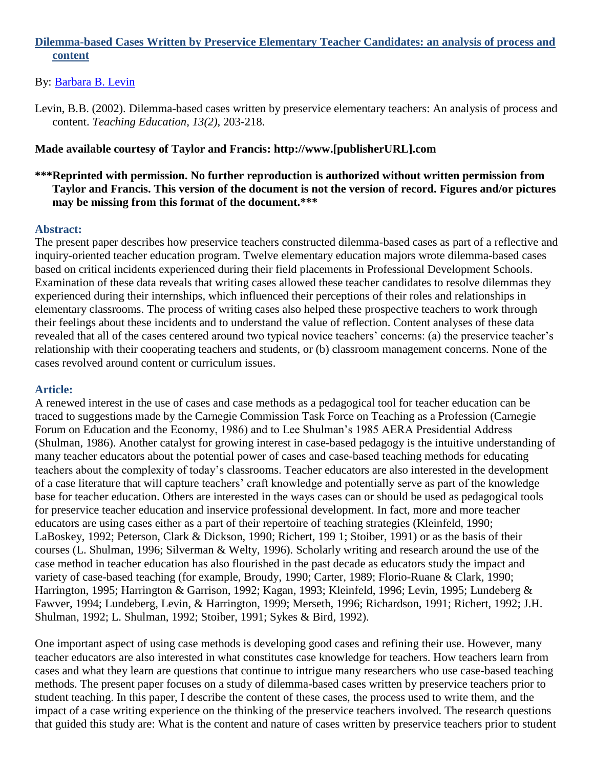# Dilemma-based Cases Written by Preservice Elementary Teacher Candidates: an analysis of process and content

By: Barbara B. Levin

Levin, B.B. (2002). Dilemma-based cases written by preservice elementary teachers: An analysis of process and content. *Teaching Education, 13(2),* 203-218.

**Made available courtesy of Taylor and Francis: http://www.[publisherURL].com**

**\*\*\*Reprinted with permission. No further reproduction is authorized without written permission from Taylor and Francis. This version of the document is not the version of record. Figures and/or pictures may be missing from this format of the document.\*\*\***

## Abstract:

The present paper describes how preservice teachers constructed dilemma-based cases as part of a reflective and inquiry-oriented teacher education program. Twelve elementary education majors wrote dilemma-based cases based on critical incidents experienced during their field placements in Professional Development Schools. Examination of these data reveals that writing cases allowed these teacher candidates to resolve dilemmas they experienced during their internships, which influenced their perceptions of their roles and relationships in elementary classrooms. The process of writing cases also helped these prospective teachers to work through their feelings about these incidents and to understand the value of reflection. Content analyses of these data revealed that all of the cases centered around two typical novice teachers' concerns: (a) the preservice teacher's relationship with their cooperating teachers and students, or (b) classroom management concerns. None of the cases revolved around content or curriculum issues.

## Article:

A renewed interest in the use of cases and case methods as a pedagogical tool for teacher education can be traced to suggestions made by the Carnegie Commission Task Force on Teaching as a Profession (Carnegie Forum on Education and the Economy, 1986) and to Lee Shulman's 1985 AERA Presidential Address (Shulman, 1986). Another catalyst for growing interest in case-based pedagogy is the intuitive understanding of many teacher educators about the potential power of cases and case-based teaching methods for educating teachers about the complexity of today's classrooms. Teacher educators are also interested in the development of a case literature that will capture teachers' craft knowledge and potentially serve as part of the knowledge base for teacher education. Others are interested in the ways cases can or should be used as pedagogical tools for preservice teacher education and inservice professional development. In fact, more and more teacher educators are using cases either as a part of their repertoire of teaching strategies (Kleinfeld, 1990; LaBoskey, 1992; Peterson, Clark & Dickson, 1990; Richert, 199 1; Stoiber, 1991) or as the basis of their courses (L. Shulman, 1996; Silverman & Welty, 1996). Scholarly writing and research around the use of the case method in teacher education has also flourished in the past decade as educators study the impact and variety of case-based teaching (for example, Broudy, 1990; Carter, 1989; Florio-Ruane & Clark, 1990; Harrington, 1995; Harrington & Garrison, 1992; Kagan, 1993; Kleinfeld, 1996; Levin, 1995; Lundeberg & Fawver, 1994; Lundeberg, Levin, & Harrington, 1999; Merseth, 1996; Richardson, 1991; Richert, 1992; J.H. Shulman, 1992; L. Shulman, 1992; Stoiber, 1991; Sykes & Bird, 1992).

One important aspect of using case methods is developing good cases and refining their use. However, many teacher educators are also interested in what constitutes case knowledge for teachers. How teachers learn from cases and what they learn are questions that continue to intrigue many researchers who use case-based teaching methods. The present paper focuses on a study of dilemma-based cases written by preservice teachers prior to student teaching. In this paper, I describe the content of these cases, the process used to write them, and the impact of a case writing experience on the thinking of the preservice teachers involved. The research questions that guided this study are: What is the content and nature of cases written by preservice teachers prior to student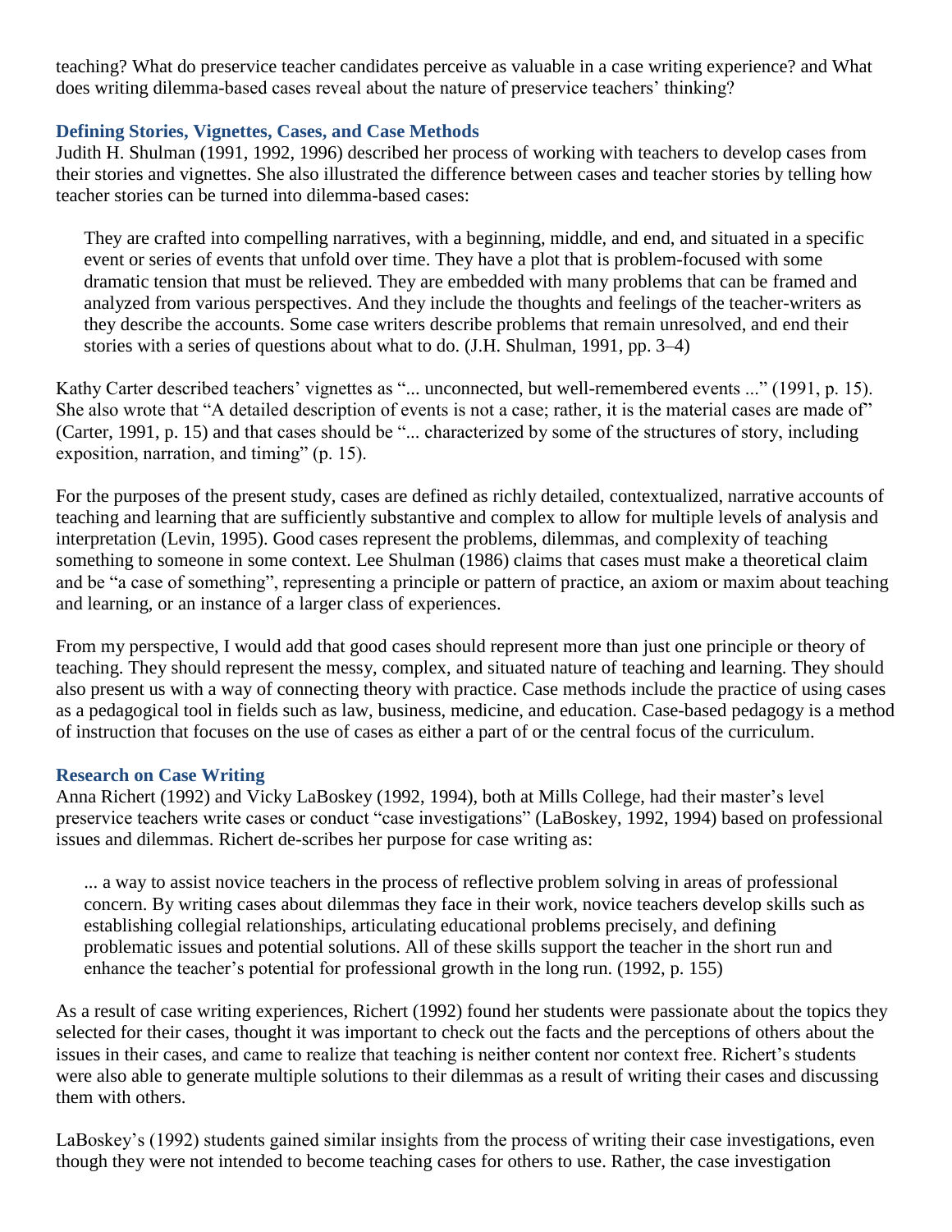teaching? What do preservice teacher candidates perceive as valuable in a case writing experience? and What does writing dilemma-based cases reveal about the nature of preservice teachers' thinking?

### Defining Stories, Vignettes, Cases, and Case Methods

Judith H. Shulman (1991, 1992, 1996) described her process of working with teachers to develop cases from their stories and vignettes. She also illustrated the difference between cases and teacher stories by telling how teacher stories can be turned into dilemma-based cases:

> They are crafted into compelling narratives, with a beginning, middle, and end, and situated in a specific event or series of events that unfold over time. They have a plot that is problem-focused with some dramatic tension that must be relieved. They are embedded with many problems that can be framed and analyzed from various perspectives. And they include the thoughts and feelings of the teacher-writers as they describe the accounts. Some case writers describe problems that remain unresolved, and end their stories with a series of questions about what to do. (J.H. Shulman, 1991, pp. 3–4)

Kathy Carter described teachers' vignettes as "... unconnected, but well-remembered events ..." (1991, p. 15). She also wrote that "A detailed description of events is not a case; rather, it is the material cases are made of" (Carter, 1991, p. 15) and that cases should be "... characterized by some of the structures of story, including exposition, narration, and timing" (p. 15).

For the purposes of the present study, cases are defined as richly detailed, contextualized, narrative accounts of teaching and learning that are sufficiently substantive and complex to allow for multiple levels of analysis and interpretation (Levin, 1995). Good cases represent the problems, dilemmas, and complexity of teaching something to someone in some context. Lee Shulman (1986) claims that cases must make a theoretical claim and be "a case of something", representing a principle or pattern of practice, an axiom or maxim about teaching and learning, or an instance of a larger class of experiences.

From my perspective, I would add that good cases should represent more than just one principle or theory of teaching. They should represent the messy, complex, and situated nature of teaching and learning. They should also present us with a way of connecting theory with practice. Case methods include the practice of using cases as a pedagogical tool in fields such as law, business, medicine, and education. Case-based pedagogy is a method of instruction that focuses on the use of cases as either a part of or the central focus of the curriculum.

### Research on Case Writing

Anna Richert (1992) and Vicky LaBoskey (1992, 1994), both at Mills College, had their master's level preservice teachers write cases or conduct "case investigations" (LaBoskey, 1992, 1994) based on professional issues and dilemmas. Richert de-scribes her purpose for case writing as:

> ... a way to assist novice teachers in the process of reflective problem solving in areas of professional concern. By writing cases about dilemmas they face in their work, novice teachers develop skills such as establishing collegial relationships, articulating educational problems precisely, and defining problematic issues and potential solutions. All of these skills support the teacher in the short run and enhance the teacher's potential for professional growth in the long run. (1992, p. 155)

As a result of case writing experiences, Richert (1992) found her students were passionate about the topics they selected for their cases, thought it was important to check out the facts and the perceptions of others about the issues in their cases, and came to realize that teaching is neither content nor context free. Richert's students were also able to generate multiple solutions to their dilemmas as a result of writing their cases and discussing them with others.

LaBoskey's (1992) students gained similar insights from the process of writing their case investigations, even though they were not intended to become teaching cases for others to use. Rather, the case investigation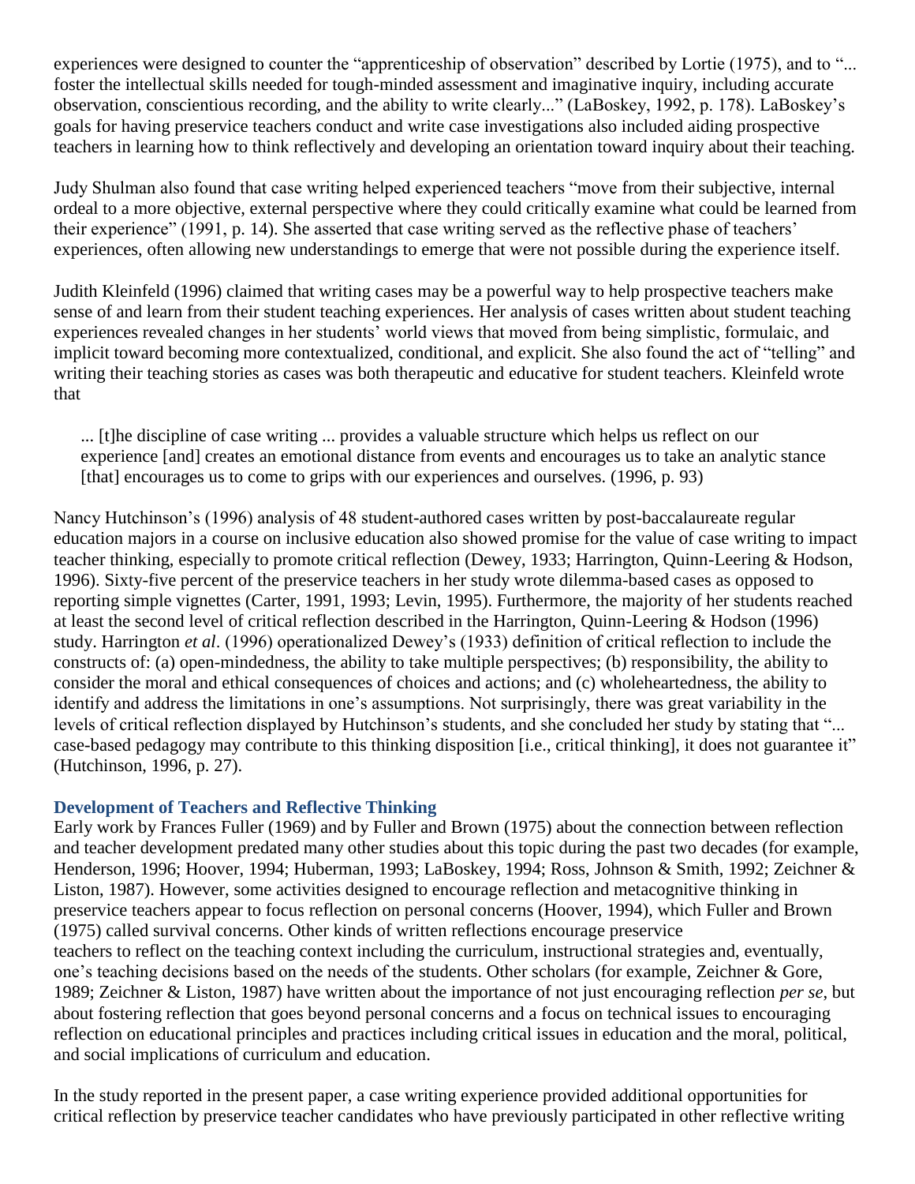experiences were designed to counter the "apprenticeship of observation" described by Lortie (1975), and to "... foster the intellectual skills needed for tough-minded assessment and imaginative inquiry, including accurate observation, conscientious recording, and the ability to write clearly..." (LaBoskey, 1992, p. 178). LaBoskey's goals for having preservice teachers conduct and write case investigations also included aiding prospective teachers in learning how to think reflectively and developing an orientation toward inquiry about their teaching.

Judy Shulman also found that case writing helped experienced teachers "move from their subjective, internal ordeal to a more objective, external perspective where they could critically examine what could be learned from their experience" (1991, p. 14). She asserted that case writing served as the reflective phase of teachers' experiences, often allowing new understandings to emerge that were not possible during the experience itself.

Judith Kleinfeld (1996) claimed that writing cases may be a powerful way to help prospective teachers make sense of and learn from their student teaching experiences. Her analysis of cases written about student teaching experiences revealed changes in her students' world views that moved from being simplistic, formulaic, and implicit toward becoming more contextualized, conditional, and explicit. She also found the act of "telling" and writing their teaching stories as cases was both therapeutic and educative for student teachers. Kleinfeld wrote that

> ... [t]he discipline of case writing ... provides a valuable structure which helps us reflect on our experience [and] creates an emotional distance from events and encourages us to take an analytic stance [that] encourages us to come to grips with our experiences and ourselves. (1996, p. 93)

Nancy Hutchinson's (1996) analysis of 48 student-authored cases written by post-baccalaureate regular education majors in a course on inclusive education also showed promise for the value of case writing to impact teacher thinking, especially to promote critical reflection (Dewey, 1933; Harrington, Quinn-Leering & Hodson, 1996). Sixty-five percent of the preservice teachers in her study wrote dilemma-based cases as opposed to reporting simple vignettes (Carter, 1991, 1993; Levin, 1995). Furthermore, the majority of her students reached at least the second level of critical reflection described in the Harrington, Quinn-Leering & Hodson (1996) study. Harrington *et al*. (1996) operationalized Dewey's (1933) definition of critical reflection to include the constructs of: (a) open-mindedness, the ability to take multiple perspectives; (b) responsibility, the ability to consider the moral and ethical consequences of choices and actions; and (c) wholeheartedness, the ability to identify and address the limitations in one's assumptions. Not surprisingly, there was great variability in the levels of critical reflection displayed by Hutchinson's students, and she concluded her study by stating that "... case-based pedagogy may contribute to this thinking disposition [i.e., critical thinking], it does not guarantee it" (Hutchinson, 1996, p. 27).

### Development of Teachers and Reflective Thinking

Early work by Frances Fuller (1969) and by Fuller and Brown (1975) about the connection between reflection and teacher development predated many other studies about this topic during the past two decades (for example, Henderson, 1996; Hoover, 1994; Huberman, 1993; LaBoskey, 1994; Ross, Johnson & Smith, 1992; Zeichner & Liston, 1987). However, some activities designed to encourage reflection and metacognitive thinking in preservice teachers appear to focus reflection on personal concerns (Hoover, 1994), which Fuller and Brown (1975) called survival concerns. Other kinds of written reflections encourage preservice teachers to reflect on the teaching context including the curriculum, instructional strategies and, eventually, one's teaching decisions based on the needs of the students. Other scholars (for example, Zeichner & Gore, 1989; Zeichner & Liston, 1987) have written about the importance of not just encouraging reflection *per se*, but about fostering reflection that goes beyond personal concerns and a focus on technical issues to encouraging reflection on educational principles and practices including critical issues in education and the moral, political, and social implications of curriculum and education.

In the study reported in the present paper, a case writing experience provided additional opportunities for critical reflection by preservice teacher candidates who have previously participated in other reflective writing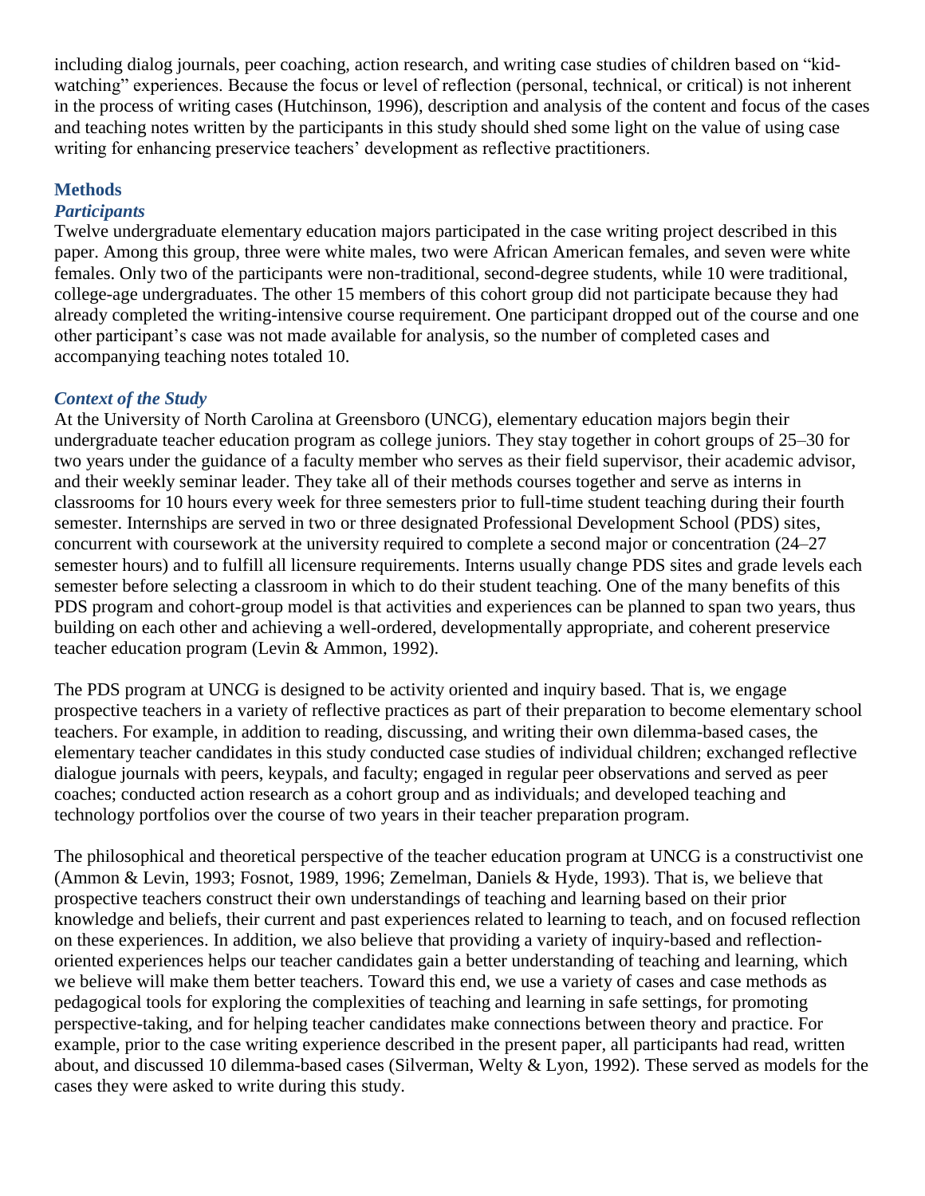including dialog journals, peer coaching, action research, and writing case studies of children based on "kid-watching" experiences. Because the focus or level of reflection (personal, technical, or critical) is not inherent in the process of writing cases (Hutchinson, 1996), description and analysis of the content and focus of the cases and teaching notes written by the participants in this study should shed some light on the value of using case writing for enhancing preservice teachers' development as reflective practitioners.

## Methods

### *Participants*

Twelve undergraduate elementary education majors participated in the case writing project described in this paper. Among this group, three were white males, two were African American females, and seven were white females. Only two of the participants were non-traditional, second-degree students, while 10 were traditional, college-age undergraduates. The other 15 members of this cohort group did not participate because they had already completed the writing-intensive course requirement. One participant dropped out of the course and one other participant's case was not made available for analysis, so the number of completed cases and accompanying teaching notes totaled 10.

### *Context of the Study*

At the University of North Carolina at Greensboro (UNCG), elementary education majors begin their undergraduate teacher education program as college juniors. They stay together in cohort groups of 25–30 for two years under the guidance of a faculty member who serves as their field supervisor, their academic advisor, and their weekly seminar leader. They take all of their methods courses together and serve as interns in classrooms for 10 hours every week for three semesters prior to full-time student teaching during their fourth semester. Internships are served in two or three designated Professional Development School (PDS) sites, concurrent with coursework at the university required to complete a second major or concentration (24–27 semester hours) and to fulfill all licensure requirements. Interns usually change PDS sites and grade levels each semester before selecting a classroom in which to do their student teaching. One of the many benefits of this PDS program and cohort-group model is that activities and experiences can be planned to span two years, thus building on each other and achieving a well-ordered, developmentally appropriate, and coherent preservice teacher education program (Levin & Ammon, 1992).

The PDS program at UNCG is designed to be activity oriented and inquiry based. That is, we engage prospective teachers in a variety of reflective practices as part of their preparation to become elementary school teachers. For example, in addition to reading, discussing, and writing their own dilemma-based cases, the elementary teacher candidates in this study conducted case studies of individual children; exchanged reflective dialogue journals with peers, keypals, and faculty; engaged in regular peer observations and served as peer coaches; conducted action research as a cohort group and as individuals; and developed teaching and technology portfolios over the course of two years in their teacher preparation program.

The philosophical and theoretical perspective of the teacher education program at UNCG is a constructivist one (Ammon & Levin, 1993; Fosnot, 1989, 1996; Zemelman, Daniels & Hyde, 1993). That is, we believe that prospective teachers construct their own understandings of teaching and learning based on their prior knowledge and beliefs, their current and past experiences related to learning to teach, and on focused reflection on these experiences. In addition, we also believe that providing a variety of inquiry-based and reflection-oriented experiences helps our teacher candidates gain a better understanding of teaching and learning, which we believe will make them better teachers. Toward this end, we use a variety of cases and case methods as pedagogical tools for exploring the complexities of teaching and learning in safe settings, for promoting perspective-taking, and for helping teacher candidates make connections between theory and practice. For example, prior to the case writing experience described in the present paper, all participants had read, written about, and discussed 10 dilemma-based cases (Silverman, Welty & Lyon, 1992). These served as models for the cases they were asked to write during this study.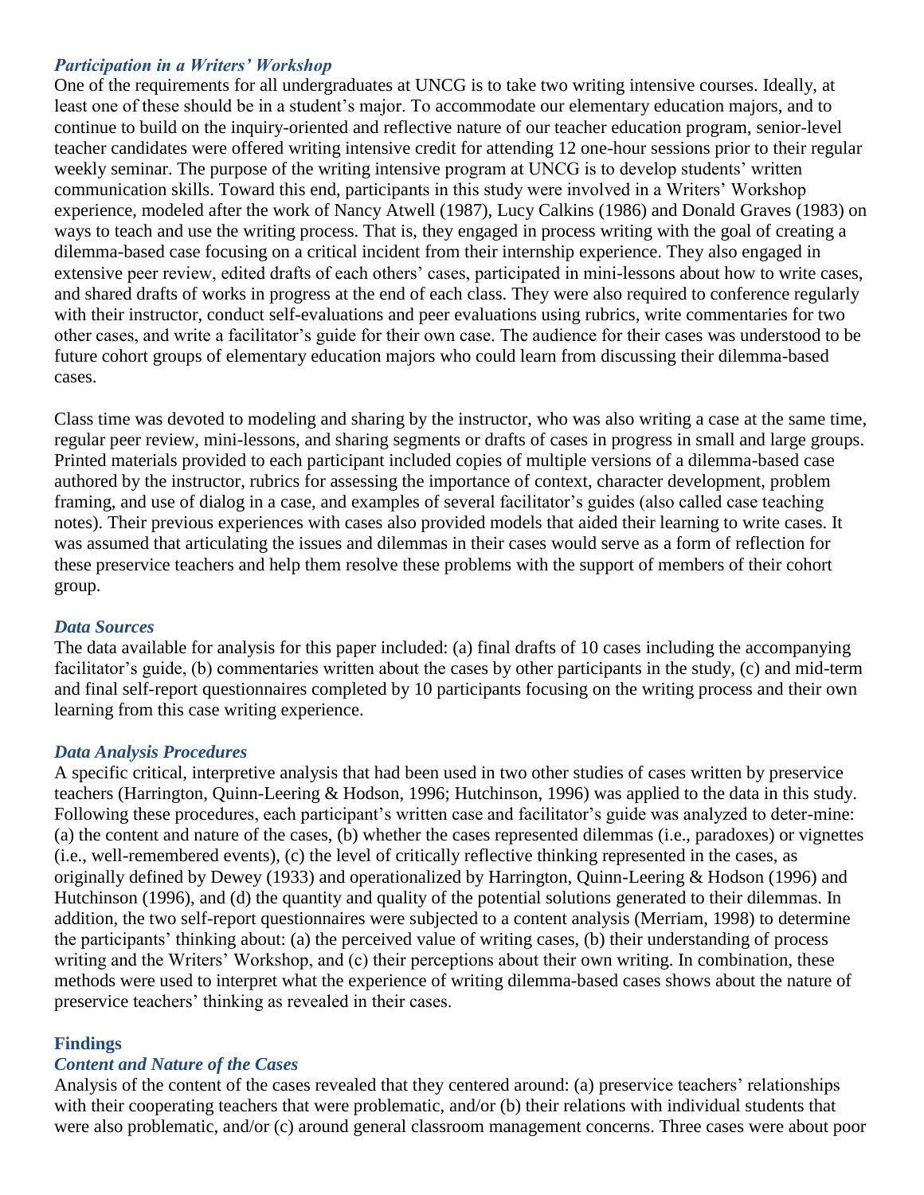### *Participation in a Writers' Workshop*

One of the requirements for all undergraduates at UNCG is to take two writing intensive courses. Ideally, at least one of these should be in a student's major. To accommodate our elementary education majors, and to continue to build on the inquiry-oriented and reflective nature of our teacher education program, senior-level teacher candidates were offered writing intensive credit for attending 12 one-hour sessions prior to their regular weekly seminar. The purpose of the writing intensive program at UNCG is to develop students' written communication skills. Toward this end, participants in this study were involved in a Writers' Workshop experience, modeled after the work of Nancy Atwell (1987), Lucy Calkins (1986) and Donald Graves (1983) on ways to teach and use the writing process. That is, they engaged in process writing with the goal of creating a dilemma-based case focusing on a critical incident from their internship experience. They also engaged in extensive peer review, edited drafts of each others' cases, participated in mini-lessons about how to write cases, and shared drafts of works in progress at the end of each class. They were also required to conference regularly with their instructor, conduct self-evaluations and peer evaluations using rubrics, write commentaries for two other cases, and write a facilitator's guide for their own case. The audience for their cases was understood to be future cohort groups of elementary education majors who could learn from discussing their dilemma-based cases.

Class time was devoted to modeling and sharing by the instructor, who was also writing a case at the same time, regular peer review, mini-lessons, and sharing segments or drafts of cases in progress in small and large groups. Printed materials provided to each participant included copies of multiple versions of a dilemma-based case authored by the instructor, rubrics for assessing the importance of context, character development, problem framing, and use of dialog in a case, and examples of several facilitator's guides (also called case teaching notes). Their previous experiences with cases also provided models that aided their learning to write cases. It was assumed that articulating the issues and dilemmas in their cases would serve as a form of reflection for these preservice teachers and help them resolve these problems with the support of members of their cohort group.

### *Data Sources*

The data available for analysis for this paper included: (a) final drafts of 10 cases including the accompanying facilitator's guide, (b) commentaries written about the cases by other participants in the study, (c) and mid-term and final self-report questionnaires completed by 10 participants focusing on the writing process and their own learning from this case writing experience.

### *Data Analysis Procedures*

A specific critical, interpretive analysis that had been used in two other studies of cases written by preservice teachers (Harrington, Quinn-Leering & Hodson, 1996; Hutchinson, 1996) was applied to the data in this study. Following these procedures, each participant's written case and facilitator's guide was analyzed to deter-mine: (a) the content and nature of the cases, (b) whether the cases represented dilemmas (i.e., paradoxes) or vignettes (i.e., well-remembered events), (c) the level of critically reflective thinking represented in the cases, as originally defined by Dewey (1933) and operationalized by Harrington, Quinn-Leering & Hodson (1996) and Hutchinson (1996), and (d) the quantity and quality of the potential solutions generated to their dilemmas. In addition, the two self-report questionnaires were subjected to a content analysis (Merriam, 1998) to determine the participants' thinking about: (a) the perceived value of writing cases, (b) their understanding of process writing and the Writers' Workshop, and (c) their perceptions about their own writing. In combination, these methods were used to interpret what the experience of writing dilemma-based cases shows about the nature of preservice teachers' thinking as revealed in their cases.

## Findings

### *Content and Nature of the Cases*

Analysis of the content of the cases revealed that they centered around: (a) preservice teachers' relationships with their cooperating teachers that were problematic, and/or (b) their relations with individual students that were also problematic, and/or (c) around general classroom management concerns. Three cases were about poor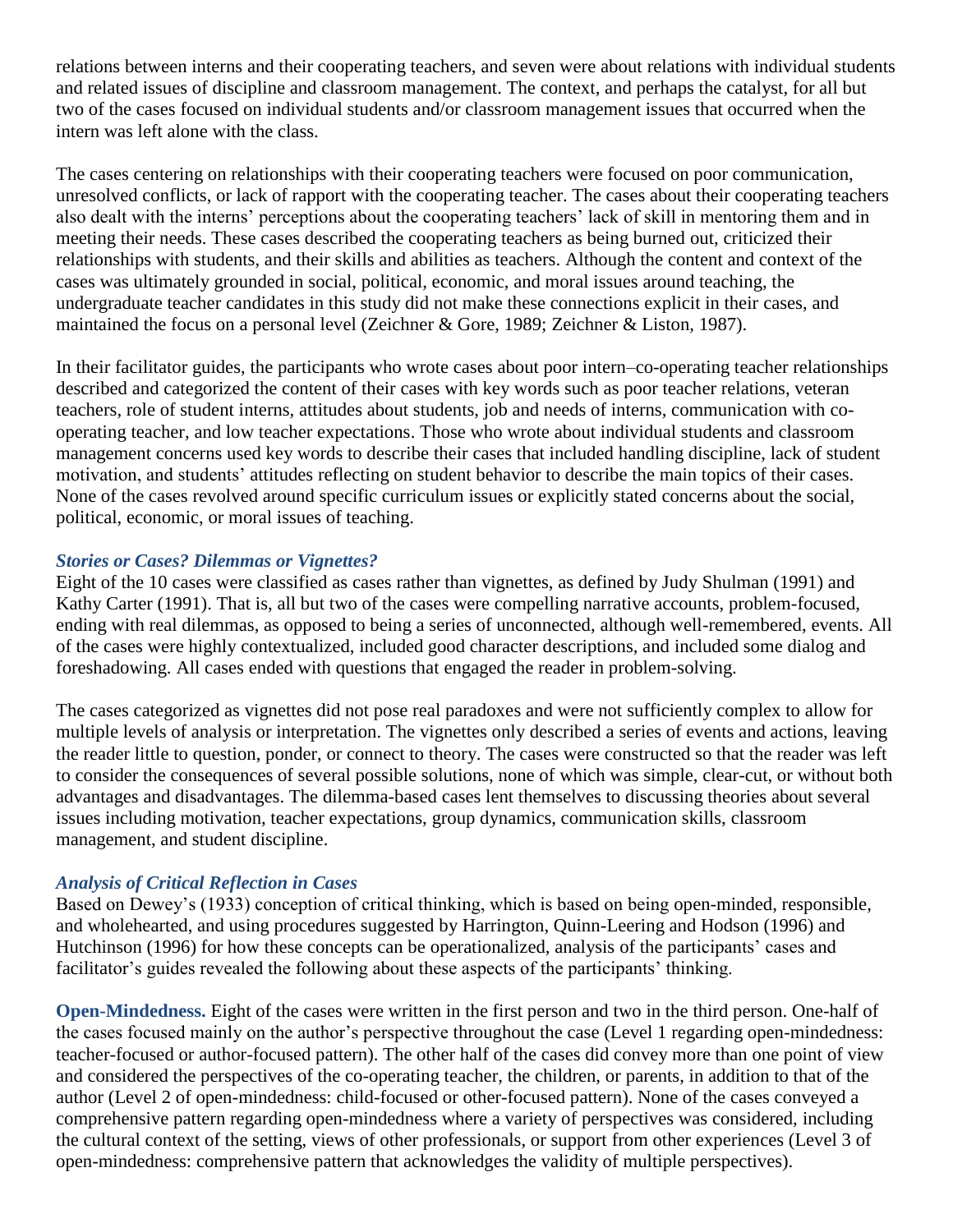relations between interns and their cooperating teachers, and seven were about relations with individual students and related issues of discipline and classroom management. The context, and perhaps the catalyst, for all but two of the cases focused on individual students and/or classroom management issues that occurred when the intern was left alone with the class.

The cases centering on relationships with their cooperating teachers were focused on poor communication, unresolved conflicts, or lack of rapport with the cooperating teacher. The cases about their cooperating teachers also dealt with the interns' perceptions about the cooperating teachers' lack of skill in mentoring them and in meeting their needs. These cases described the cooperating teachers as being burned out, criticized their relationships with students, and their skills and abilities as teachers. Although the content and context of the cases was ultimately grounded in social, political, economic, and moral issues around teaching, the undergraduate teacher candidates in this study did not make these connections explicit in their cases, and maintained the focus on a personal level (Zeichner & Gore, 1989; Zeichner & Liston, 1987).

In their facilitator guides, the participants who wrote cases about poor intern–co-operating teacher relationships described and categorized the content of their cases with key words such as poor teacher relations, veteran teachers, role of student interns, attitudes about students, job and needs of interns, communication with co-operating teacher, and low teacher expectations. Those who wrote about individual students and classroom management concerns used key words to describe their cases that included handling discipline, lack of student motivation, and students' attitudes reflecting on student behavior to describe the main topics of their cases. None of the cases revolved around specific curriculum issues or explicitly stated concerns about the social, political, economic, or moral issues of teaching.

### *Stories or Cases? Dilemmas or Vignettes?*

Eight of the 10 cases were classified as cases rather than vignettes, as defined by Judy Shulman (1991) and Kathy Carter (1991). That is, all but two of the cases were compelling narrative accounts, problem-focused, ending with real dilemmas, as opposed to being a series of unconnected, although well-remembered, events. All of the cases were highly contextualized, included good character descriptions, and included some dialog and foreshadowing. All cases ended with questions that engaged the reader in problem-solving.

The cases categorized as vignettes did not pose real paradoxes and were not sufficiently complex to allow for multiple levels of analysis or interpretation. The vignettes only described a series of events and actions, leaving the reader little to question, ponder, or connect to theory. The cases were constructed so that the reader was left to consider the consequences of several possible solutions, none of which was simple, clear-cut, or without both advantages and disadvantages. The dilemma-based cases lent themselves to discussing theories about several issues including motivation, teacher expectations, group dynamics, communication skills, classroom management, and student discipline.

### *Analysis of Critical Reflection in Cases*

Based on Dewey's (1933) conception of critical thinking, which is based on being open-minded, responsible, and wholehearted, and using procedures suggested by Harrington, Quinn-Leering and Hodson (1996) and Hutchinson (1996) for how these concepts can be operationalized, analysis of the participants' cases and facilitator's guides revealed the following about these aspects of the participants' thinking.

**Open-Mindedness.** Eight of the cases were written in the first person and two in the third person. One-half of the cases focused mainly on the author's perspective throughout the case (Level 1 regarding open-mindedness: teacher-focused or author-focused pattern). The other half of the cases did convey more than one point of view and considered the perspectives of the co-operating teacher, the children, or parents, in addition to that of the author (Level 2 of open-mindedness: child-focused or other-focused pattern). None of the cases conveyed a comprehensive pattern regarding open-mindedness where a variety of perspectives was considered, including the cultural context of the setting, views of other professionals, or support from other experiences (Level 3 of open-mindedness: comprehensive pattern that acknowledges the validity of multiple perspectives).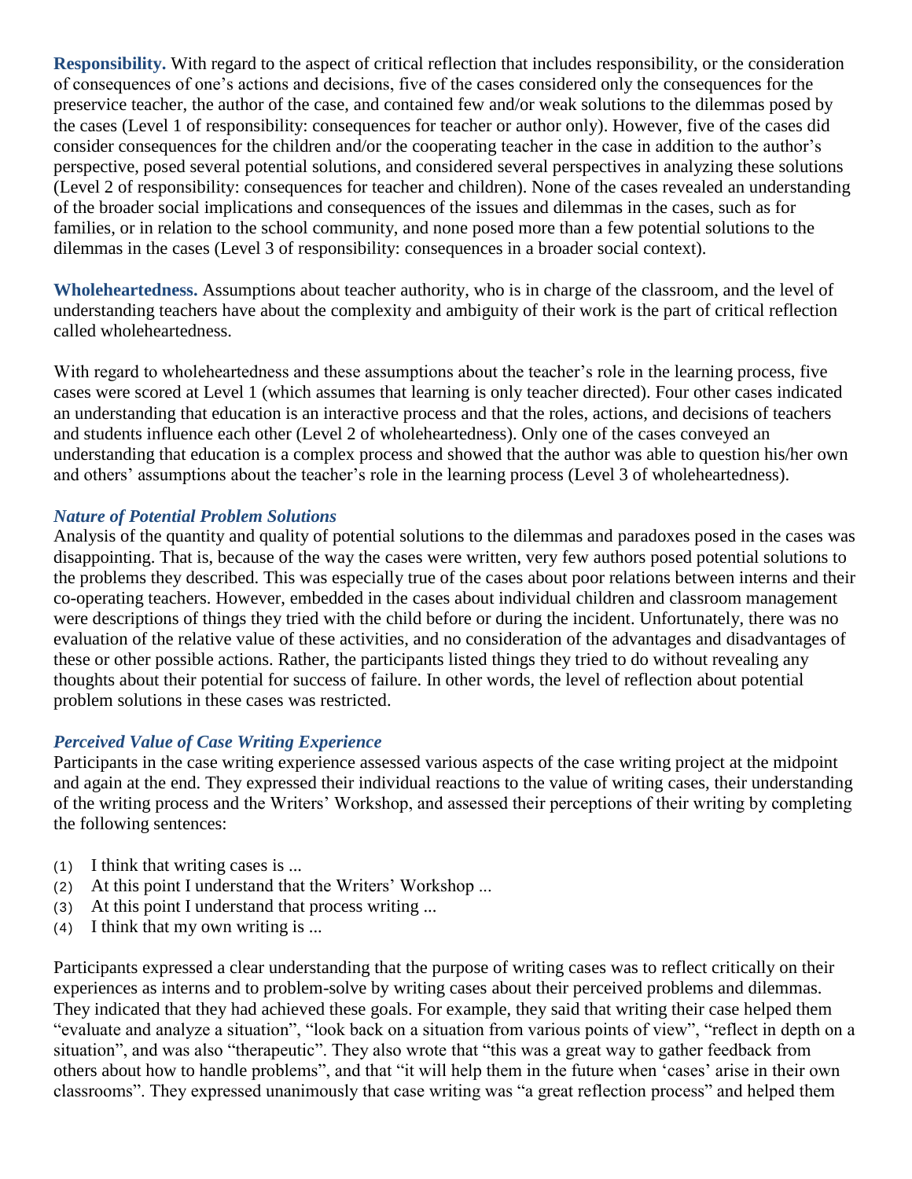**Responsibility.** With regard to the aspect of critical reflection that includes responsibility, or the consideration of consequences of one's actions and decisions, five of the cases considered only the consequences for the preservice teacher, the author of the case, and contained few and/or weak solutions to the dilemmas posed by the cases (Level 1 of responsibility: consequences for teacher or author only). However, five of the cases did consider consequences for the children and/or the cooperating teacher in the case in addition to the author's perspective, posed several potential solutions, and considered several perspectives in analyzing these solutions (Level 2 of responsibility: consequences for teacher and children). None of the cases revealed an understanding of the broader social implications and consequences of the issues and dilemmas in the cases, such as for families, or in relation to the school community, and none posed more than a few potential solutions to the dilemmas in the cases (Level 3 of responsibility: consequences in a broader social context).

**Wholeheartedness.** Assumptions about teacher authority, who is in charge of the classroom, and the level of understanding teachers have about the complexity and ambiguity of their work is the part of critical reflection called wholeheartedness.

With regard to wholeheartedness and these assumptions about the teacher's role in the learning process, five cases were scored at Level 1 (which assumes that learning is only teacher directed). Four other cases indicated an understanding that education is an interactive process and that the roles, actions, and decisions of teachers and students influence each other (Level 2 of wholeheartedness). Only one of the cases conveyed an understanding that education is a complex process and showed that the author was able to question his/her own and others' assumptions about the teacher's role in the learning process (Level 3 of wholeheartedness).

### *Nature of Potential Problem Solutions*

Analysis of the quantity and quality of potential solutions to the dilemmas and paradoxes posed in the cases was disappointing. That is, because of the way the cases were written, very few authors posed potential solutions to the problems they described. This was especially true of the cases about poor relations between interns and their co-operating teachers. However, embedded in the cases about individual children and classroom management were descriptions of things they tried with the child before or during the incident. Unfortunately, there was no evaluation of the relative value of these activities, and no consideration of the advantages and disadvantages of these or other possible actions. Rather, the participants listed things they tried to do without revealing any thoughts about their potential for success of failure. In other words, the level of reflection about potential problem solutions in these cases was restricted.

### *Perceived Value of Case Writing Experience*

Participants in the case writing experience assessed various aspects of the case writing project at the midpoint and again at the end. They expressed their individual reactions to the value of writing cases, their understanding of the writing process and the Writers' Workshop, and assessed their perceptions of their writing by completing the following sentences:

(1) I think that writing cases is ...
(2) At this point I understand that the Writers' Workshop ...
(3) At this point I understand that process writing ...
(4) I think that my own writing is ...

Participants expressed a clear understanding that the purpose of writing cases was to reflect critically on their experiences as interns and to problem-solve by writing cases about their perceived problems and dilemmas. They indicated that they had achieved these goals. For example, they said that writing their case helped them "evaluate and analyze a situation", "look back on a situation from various points of view", "reflect in depth on a situation", and was also "therapeutic". They also wrote that "this was a great way to gather feedback from others about how to handle problems", and that "it will help them in the future when 'cases' arise in their own classrooms". They expressed unanimously that case writing was "a great reflection process" and helped them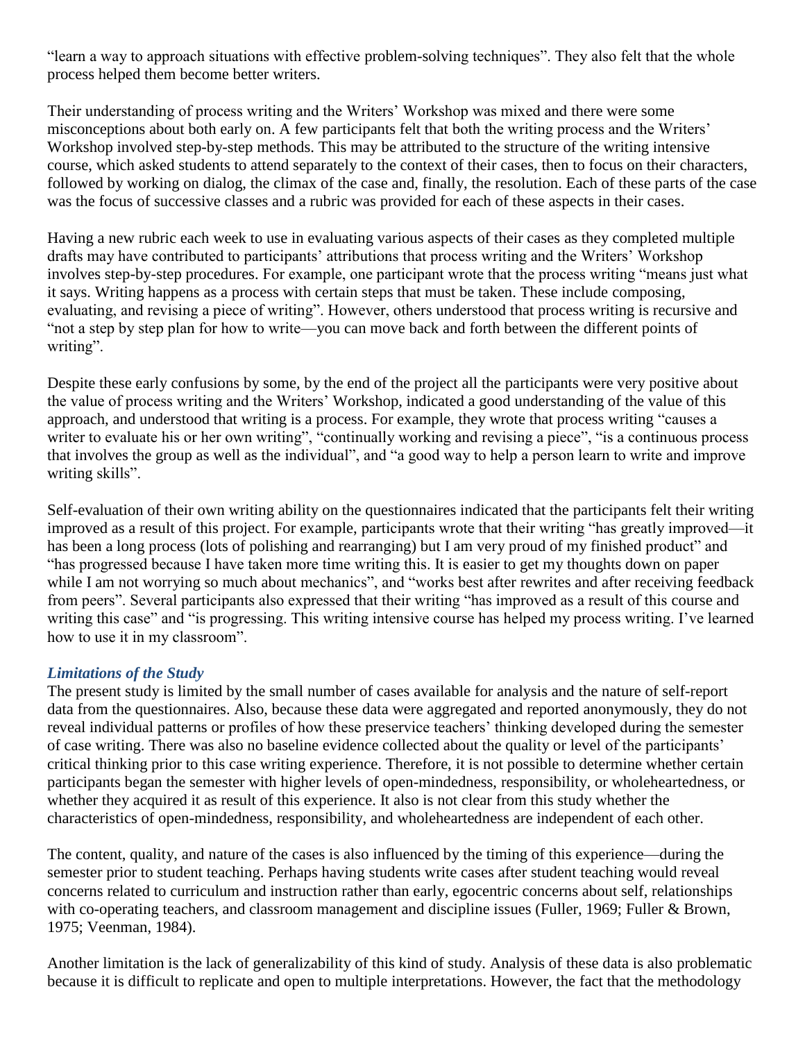"learn a way to approach situations with effective problem-solving techniques". They also felt that the whole process helped them become better writers.

Their understanding of process writing and the Writers' Workshop was mixed and there were some misconceptions about both early on. A few participants felt that both the writing process and the Writers' Workshop involved step-by-step methods. This may be attributed to the structure of the writing intensive course, which asked students to attend separately to the context of their cases, then to focus on their characters, followed by working on dialog, the climax of the case and, finally, the resolution. Each of these parts of the case was the focus of successive classes and a rubric was provided for each of these aspects in their cases.

Having a new rubric each week to use in evaluating various aspects of their cases as they completed multiple drafts may have contributed to participants' attributions that process writing and the Writers' Workshop involves step-by-step procedures. For example, one participant wrote that the process writing "means just what it says. Writing happens as a process with certain steps that must be taken. These include composing, evaluating, and revising a piece of writing". However, others understood that process writing is recursive and "not a step by step plan for how to write—you can move back and forth between the different points of writing".

Despite these early confusions by some, by the end of the project all the participants were very positive about the value of process writing and the Writers' Workshop, indicated a good understanding of the value of this approach, and understood that writing is a process. For example, they wrote that process writing "causes a writer to evaluate his or her own writing", "continually working and revising a piece", "is a continuous process that involves the group as well as the individual", and "a good way to help a person learn to write and improve writing skills".

Self-evaluation of their own writing ability on the questionnaires indicated that the participants felt their writing improved as a result of this project. For example, participants wrote that their writing "has greatly improved—it has been a long process (lots of polishing and rearranging) but I am very proud of my finished product" and "has progressed because I have taken more time writing this. It is easier to get my thoughts down on paper while I am not worrying so much about mechanics", and "works best after rewrites and after receiving feedback from peers". Several participants also expressed that their writing "has improved as a result of this course and writing this case" and "is progressing. This writing intensive course has helped my process writing. I've learned how to use it in my classroom".

### *Limitations of the Study*

The present study is limited by the small number of cases available for analysis and the nature of self-report data from the questionnaires. Also, because these data were aggregated and reported anonymously, they do not reveal individual patterns or profiles of how these preservice teachers' thinking developed during the semester of case writing. There was also no baseline evidence collected about the quality or level of the participants' critical thinking prior to this case writing experience. Therefore, it is not possible to determine whether certain participants began the semester with higher levels of open-mindedness, responsibility, or wholeheartedness, or whether they acquired it as result of this experience. It also is not clear from this study whether the characteristics of open-mindedness, responsibility, and wholeheartedness are independent of each other.

The content, quality, and nature of the cases is also influenced by the timing of this experience—during the semester prior to student teaching. Perhaps having students write cases after student teaching would reveal concerns related to curriculum and instruction rather than early, egocentric concerns about self, relationships with co-operating teachers, and classroom management and discipline issues (Fuller, 1969; Fuller & Brown, 1975; Veenman, 1984).

Another limitation is the lack of generalizability of this kind of study. Analysis of these data is also problematic because it is difficult to replicate and open to multiple interpretations. However, the fact that the methodology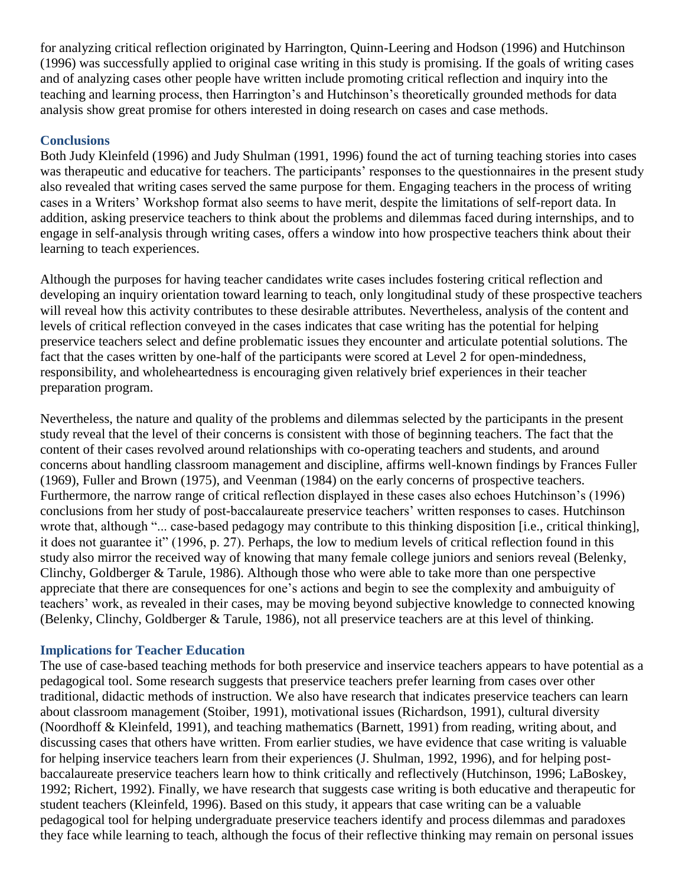for analyzing critical reflection originated by Harrington, Quinn-Leering and Hodson (1996) and Hutchinson (1996) was successfully applied to original case writing in this study is promising. If the goals of writing cases and of analyzing cases other people have written include promoting critical reflection and inquiry into the teaching and learning process, then Harrington's and Hutchinson's theoretically grounded methods for data analysis show great promise for others interested in doing research on cases and case methods.

### Conclusions

Both Judy Kleinfeld (1996) and Judy Shulman (1991, 1996) found the act of turning teaching stories into cases was therapeutic and educative for teachers. The participants' responses to the questionnaires in the present study also revealed that writing cases served the same purpose for them. Engaging teachers in the process of writing cases in a Writers' Workshop format also seems to have merit, despite the limitations of self-report data. In addition, asking preservice teachers to think about the problems and dilemmas faced during internships, and to engage in self-analysis through writing cases, offers a window into how prospective teachers think about their learning to teach experiences.

Although the purposes for having teacher candidates write cases includes fostering critical reflection and developing an inquiry orientation toward learning to teach, only longitudinal study of these prospective teachers will reveal how this activity contributes to these desirable attributes. Nevertheless, analysis of the content and levels of critical reflection conveyed in the cases indicates that case writing has the potential for helping preservice teachers select and define problematic issues they encounter and articulate potential solutions. The fact that the cases written by one-half of the participants were scored at Level 2 for open-mindedness, responsibility, and wholeheartedness is encouraging given relatively brief experiences in their teacher preparation program.

Nevertheless, the nature and quality of the problems and dilemmas selected by the participants in the present study reveal that the level of their concerns is consistent with those of beginning teachers. The fact that the content of their cases revolved around relationships with co-operating teachers and students, and around concerns about handling classroom management and discipline, affirms well-known findings by Frances Fuller (1969), Fuller and Brown (1975), and Veenman (1984) on the early concerns of prospective teachers. Furthermore, the narrow range of critical reflection displayed in these cases also echoes Hutchinson's (1996) conclusions from her study of post-baccalaureate preservice teachers' written responses to cases. Hutchinson wrote that, although "... case-based pedagogy may contribute to this thinking disposition [i.e., critical thinking], it does not guarantee it" (1996, p. 27). Perhaps, the low to medium levels of critical reflection found in this study also mirror the received way of knowing that many female college juniors and seniors reveal (Belenky, Clinchy, Goldberger & Tarule, 1986). Although those who were able to take more than one perspective appreciate that there are consequences for one's actions and begin to see the complexity and ambuiguity of teachers' work, as revealed in their cases, may be moving beyond subjective knowledge to connected knowing (Belenky, Clinchy, Goldberger & Tarule, 1986), not all preservice teachers are at this level of thinking.

### Implications for Teacher Education

The use of case-based teaching methods for both preservice and inservice teachers appears to have potential as a pedagogical tool. Some research suggests that preservice teachers prefer learning from cases over other traditional, didactic methods of instruction. We also have research that indicates preservice teachers can learn about classroom management (Stoiber, 1991), motivational issues (Richardson, 1991), cultural diversity (Noordhoff & Kleinfeld, 1991), and teaching mathematics (Barnett, 1991) from reading, writing about, and discussing cases that others have written. From earlier studies, we have evidence that case writing is valuable for helping inservice teachers learn from their experiences (J. Shulman, 1992, 1996), and for helping post-baccalaureate preservice teachers learn how to think critically and reflectively (Hutchinson, 1996; LaBoskey, 1992; Richert, 1992). Finally, we have research that suggests case writing is both educative and therapeutic for student teachers (Kleinfeld, 1996). Based on this study, it appears that case writing can be a valuable pedagogical tool for helping undergraduate preservice teachers identify and process dilemmas and paradoxes they face while learning to teach, although the focus of their reflective thinking may remain on personal issues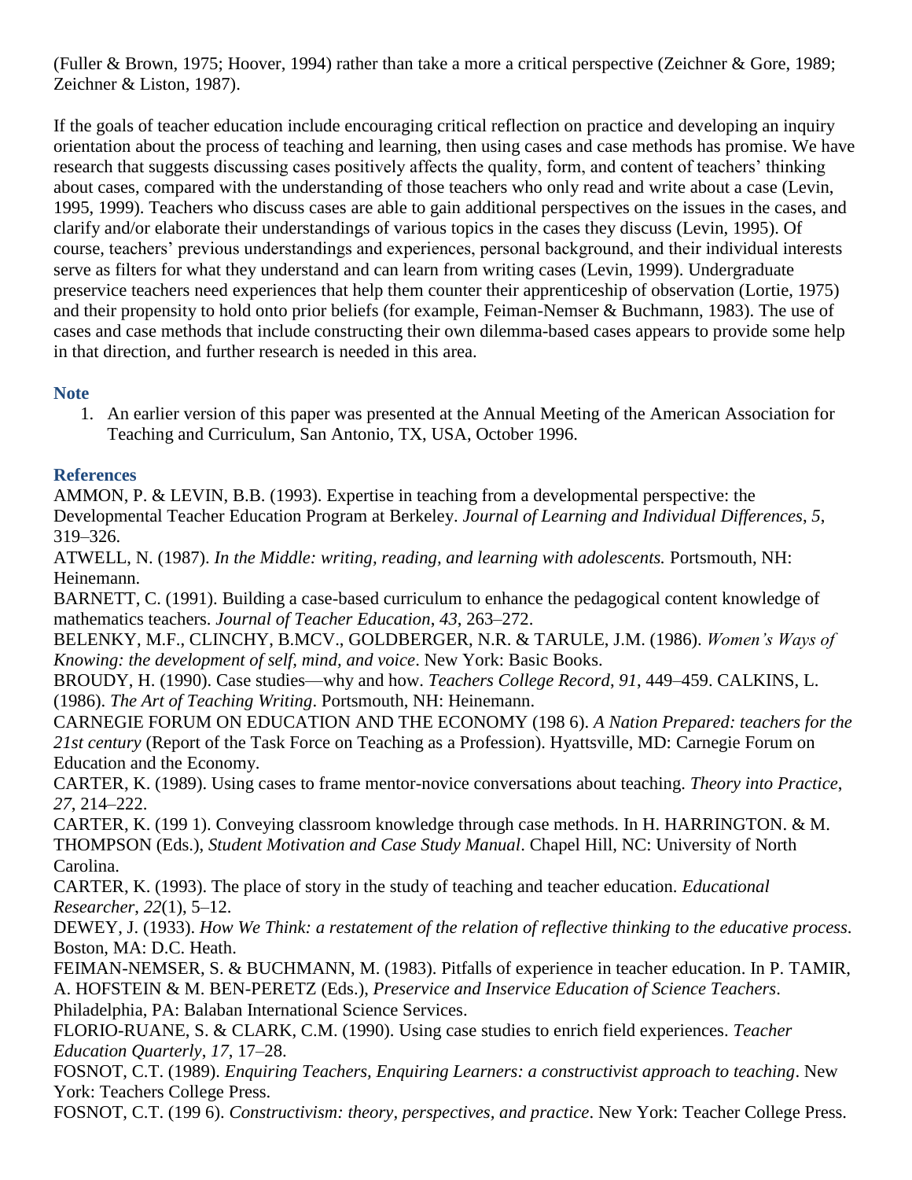(Fuller & Brown, 1975; Hoover, 1994) rather than take a more a critical perspective (Zeichner & Gore, 1989; Zeichner & Liston, 1987).

If the goals of teacher education include encouraging critical reflection on practice and developing an inquiry orientation about the process of teaching and learning, then using cases and case methods has promise. We have research that suggests discussing cases positively affects the quality, form, and content of teachers' thinking about cases, compared with the understanding of those teachers who only read and write about a case (Levin, 1995, 1999). Teachers who discuss cases are able to gain additional perspectives on the issues in the cases, and clarify and/or elaborate their understandings of various topics in the cases they discuss (Levin, 1995). Of course, teachers' previous understandings and experiences, personal background, and their individual interests serve as filters for what they understand and can learn from writing cases (Levin, 1999). Undergraduate preservice teachers need experiences that help them counter their apprenticeship of observation (Lortie, 1975) and their propensity to hold onto prior beliefs (for example, Feiman-Nemser & Buchmann, 1983). The use of cases and case methods that include constructing their own dilemma-based cases appears to provide some help in that direction, and further research is needed in this area.

### Note

1. An earlier version of this paper was presented at the Annual Meeting of the American Association for Teaching and Curriculum, San Antonio, TX, USA, October 1996.

### References

AMMON, P. & LEVIN, B.B. (1993). Expertise in teaching from a developmental perspective: the Developmental Teacher Education Program at Berkeley. *Journal of Learning and Individual Differences*, *5*, 319–326.

ATWELL, N. (1987). *In the Middle: writing, reading, and learning with adolescents.* Portsmouth, NH: Heinemann.

BARNETT, C. (1991). Building a case-based curriculum to enhance the pedagogical content knowledge of mathematics teachers. *Journal of Teacher Education*, *43*, 263–272.

BELENKY, M.F., CLINCHY, B.MCV., GOLDBERGER, N.R. & TARULE, J.M. (1986). *Women's Ways of Knowing: the development of self, mind, and voice*. New York: Basic Books.

BROUDY, H. (1990). Case studies—why and how. *Teachers College Record*, *91*, 449–459. CALKINS, L. (1986). *The Art of Teaching Writing*. Portsmouth, NH: Heinemann.

CARNEGIE FORUM ON EDUCATION AND THE ECONOMY (198 6). *A Nation Prepared: teachers for the 21st century* (Report of the Task Force on Teaching as a Profession). Hyattsville, MD: Carnegie Forum on Education and the Economy.

CARTER, K. (1989). Using cases to frame mentor-novice conversations about teaching. *Theory into Practice*, *27*, 214–222.

CARTER, K. (199 1). Conveying classroom knowledge through case methods. In H. HARRINGTON. & M. THOMPSON (Eds.), *Student Motivation and Case Study Manual*. Chapel Hill, NC: University of North Carolina.

CARTER, K. (1993). The place of story in the study of teaching and teacher education. *Educational Researcher*, *22*(1), 5–12.

DEWEY, J. (1933). *How We Think: a restatement of the relation of reflective thinking to the educative process*. Boston, MA: D.C. Heath.

FEIMAN-NEMSER, S. & BUCHMANN, M. (1983). Pitfalls of experience in teacher education. In P. TAMIR, A. HOFSTEIN & M. BEN-PERETZ (Eds.), *Preservice and Inservice Education of Science Teachers*. Philadelphia, PA: Balaban International Science Services.

FLORIO-RUANE, S. & CLARK, C.M. (1990). Using case studies to enrich field experiences. *Teacher Education Quarterly*, *17*, 17–28.

FOSNOT, C.T. (1989). *Enquiring Teachers, Enquiring Learners: a constructivist approach to teaching*. New York: Teachers College Press.

FOSNOT, C.T. (199 6). *Constructivism: theory, perspectives, and practice*. New York: Teacher College Press.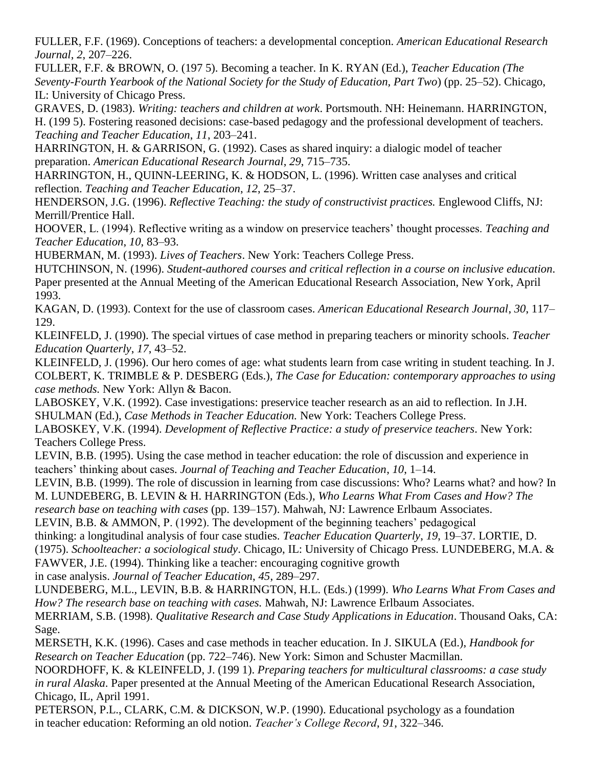FULLER, F.F. (1969). Conceptions of teachers: a developmental conception. *American Educational Research Journal*, *2*, 207–226.

FULLER, F.F. & BROWN, O. (197 5). Becoming a teacher. In K. RYAN (Ed.), *Teacher Education (The Seventy-Fourth Yearbook of the National Society for the Study of Education, Part Two*) (pp. 25–52). Chicago, IL: University of Chicago Press.

GRAVES, D. (1983). *Writing: teachers and children at work*. Portsmouth. NH: Heinemann.

HARRINGTON, H. (199 5). Fostering reasoned decisions: case-based pedagogy and the professional development of teachers. *Teaching and Teacher Education*, *11*, 203–241.

HARRINGTON, H. & GARRISON, G. (1992). Cases as shared inquiry: a dialogic model of teacher preparation. *American Educational Research Journal*, *29*, 715–735.

HARRINGTON, H., QUINN-LEERING, K. & HODSON, L. (1996). Written case analyses and critical reflection. *Teaching and Teacher Education*, *12*, 25–37.

HENDERSON, J.G. (1996). *Reflective Teaching: the study of constructivist practices.* Englewood Cliffs, NJ: Merrill/Prentice Hall.

HOOVER, L. (1994). Reflective writing as a window on preservice teachers' thought processes. *Teaching and Teacher Education*, *10*, 83–93.

HUBERMAN, M. (1993). *Lives of Teachers*. New York: Teachers College Press.

HUTCHINSON, N. (1996). *Student-authored courses and critical reflection in a course on inclusive education*. Paper presented at the Annual Meeting of the American Educational Research Association, New York, April 1993.

KAGAN, D. (1993). Context for the use of classroom cases. *American Educational Research Journal*, *30*, 117–129.

KLEINFELD, J. (1990). The special virtues of case method in preparing teachers or minority schools. *Teacher Education Quarterly*, *17*, 43–52.

KLEINFELD, J. (1996). Our hero comes of age: what students learn from case writing in student teaching. In J. COLBERT, K. TRIMBLE & P. DESBERG (Eds.), *The Case for Education: contemporary approaches to using case methods.* New York: Allyn & Bacon.

LABOSKEY, V.K. (1992). Case investigations: preservice teacher research as an aid to reflection. In J.H. SHULMAN (Ed.), *Case Methods in Teacher Education.* New York: Teachers College Press.

LABOSKEY, V.K. (1994). *Development of Reflective Practice: a study of preservice teachers*. New York: Teachers College Press.

LEVIN, B.B. (1995). Using the case method in teacher education: the role of discussion and experience in teachers' thinking about cases. *Journal of Teaching and Teacher Education*, *10*, 1–14.

LEVIN, B.B. (1999). The role of discussion in learning from case discussions: Who? Learns what? and how? In M. LUNDEBERG, B. LEVIN & H. HARRINGTON (Eds.), *Who Learns What From Cases and How? The research base on teaching with cases* (pp. 139–157). Mahwah, NJ: Lawrence Erlbaum Associates.

LEVIN, B.B. & AMMON, P. (1992). The development of the beginning teachers' pedagogical thinking: a longitudinal analysis of four case studies. *Teacher Education Quarterly*, *19*, 19–37.

LORTIE, D. (1975). *Schoolteacher: a sociological study*. Chicago, IL: University of Chicago Press.

LUNDEBERG, M.A. & FAWVER, J.E. (1994). Thinking like a teacher: encouraging cognitive growth in case analysis. *Journal of Teacher Education*, *45*, 289–297.

LUNDEBERG, M.L., LEVIN, B.B. & HARRINGTON, H.L. (Eds.) (1999). *Who Learns What From Cases and How? The research base on teaching with cases.* Mahwah, NJ: Lawrence Erlbaum Associates.

MERRIAM, S.B. (1998). *Qualitative Research and Case Study Applications in Education*. Thousand Oaks, CA: Sage.

MERSETH, K.K. (1996). Cases and case methods in teacher education. In J. SIKULA (Ed.), *Handbook for Research on Teacher Education* (pp. 722–746). New York: Simon and Schuster Macmillan.

NOORDHOFF, K. & KLEINFELD, J. (199 1). *Preparing teachers for multicultural classrooms: a case study in rural Alaska*. Paper presented at the Annual Meeting of the American Educational Research Association, Chicago, IL, April 1991.

PETERSON, P.L., CLARK, C.M. & DICKSON, W.P. (1990). Educational psychology as a foundation in teacher education: Reforming an old notion. *Teacher's College Record*, *91*, 322–346.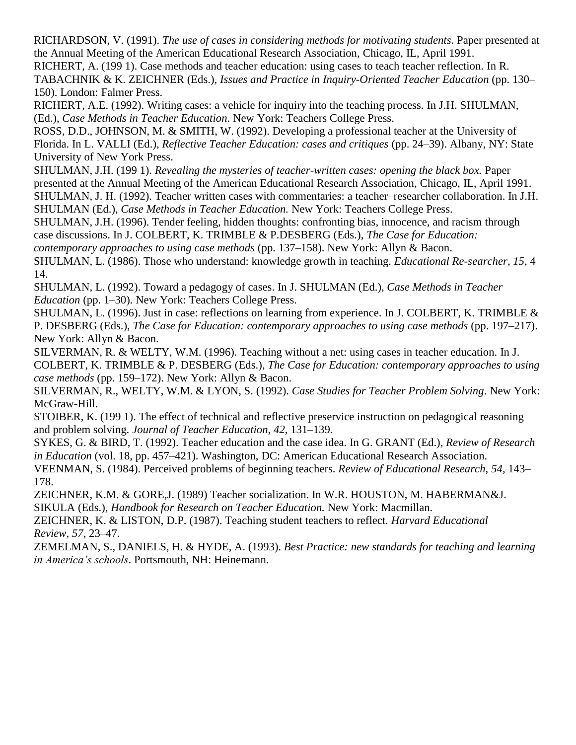RICHARDSON, V. (1991). *The use of cases in considering methods for motivating students*. Paper presented at the Annual Meeting of the American Educational Research Association, Chicago, IL, April 1991.

RICHERT, A. (199 1). Case methods and teacher education: using cases to teach teacher reflection. In R. TABACHNIK & K. ZEICHNER (Eds.), *Issues and Practice in Inquiry-Oriented Teacher Education* (pp. 130–150). London: Falmer Press.

RICHERT, A.E. (1992). Writing cases: a vehicle for inquiry into the teaching process. In J.H. SHULMAN, (Ed.), *Case Methods in Teacher Education*. New York: Teachers College Press.

ROSS, D.D., JOHNSON, M. & SMITH, W. (1992). Developing a professional teacher at the University of Florida. In L. VALLI (Ed.), *Reflective Teacher Education: cases and critiques* (pp. 24–39). Albany, NY: State University of New York Press.

SHULMAN, J.H. (199 1). *Revealing the mysteries of teacher-written cases: opening the black box.* Paper presented at the Annual Meeting of the American Educational Research Association, Chicago, IL, April 1991.

SHULMAN, J. H. (1992). Teacher written cases with commentaries: a teacher–researcher collaboration. In J.H. SHULMAN (Ed.), *Case Methods in Teacher Education.* New York: Teachers College Press.

SHULMAN, J.H. (1996). Tender feeling, hidden thoughts: confronting bias, innocence, and racism through case discussions. In J. COLBERT, K. TRIMBLE & P.DESBERG (Eds.), *The Case for Education: contemporary approaches to using case methods* (pp. 137–158). New York: Allyn & Bacon.

SHULMAN, L. (1986). Those who understand: knowledge growth in teaching. *Educational Re-searcher*, *15*, 4–14.

SHULMAN, L. (1992). Toward a pedagogy of cases. In J. SHULMAN (Ed.), *Case Methods in Teacher Education* (pp. 1–30). New York: Teachers College Press.

SHULMAN, L. (1996). Just in case: reflections on learning from experience. In J. COLBERT, K. TRIMBLE & P. DESBERG (Eds.), *The Case for Education: contemporary approaches to using case methods* (pp. 197–217). New York: Allyn & Bacon.

SILVERMAN, R. & WELTY, W.M. (1996). Teaching without a net: using cases in teacher education. In J. COLBERT, K. TRIMBLE & P. DESBERG (Eds.), *The Case for Education: contemporary approaches to using case methods* (pp. 159–172). New York: Allyn & Bacon.

SILVERMAN, R., WELTY, W.M. & LYON, S. (1992). *Case Studies for Teacher Problem Solving*. New York: McGraw-Hill.

STOIBER, K. (199 1). The effect of technical and reflective preservice instruction on pedagogical reasoning and problem solving. *Journal of Teacher Education*, *42*, 131–139.

SYKES, G. & BIRD, T. (1992). Teacher education and the case idea. In G. GRANT (Ed.), *Review of Research in Education* (vol. 18, pp. 457–421). Washington, DC: American Educational Research Association.

VEENMAN, S. (1984). Perceived problems of beginning teachers. *Review of Educational Research*, *54*, 143–178.

ZEICHNER, K.M. & GORE,J. (1989) Teacher socialization. In W.R. HOUSTON, M. HABERMAN&J. SIKULA (Eds.), *Handbook for Research on Teacher Education.* New York: Macmillan.

ZEICHNER, K. & LISTON, D.P. (1987). Teaching student teachers to reflect. *Harvard Educational Review*, *57*, 23–47.

ZEMELMAN, S., DANIELS, H. & HYDE, A. (1993). *Best Practice: new standards for teaching and learning in America's schools*. Portsmouth, NH: Heinemann.